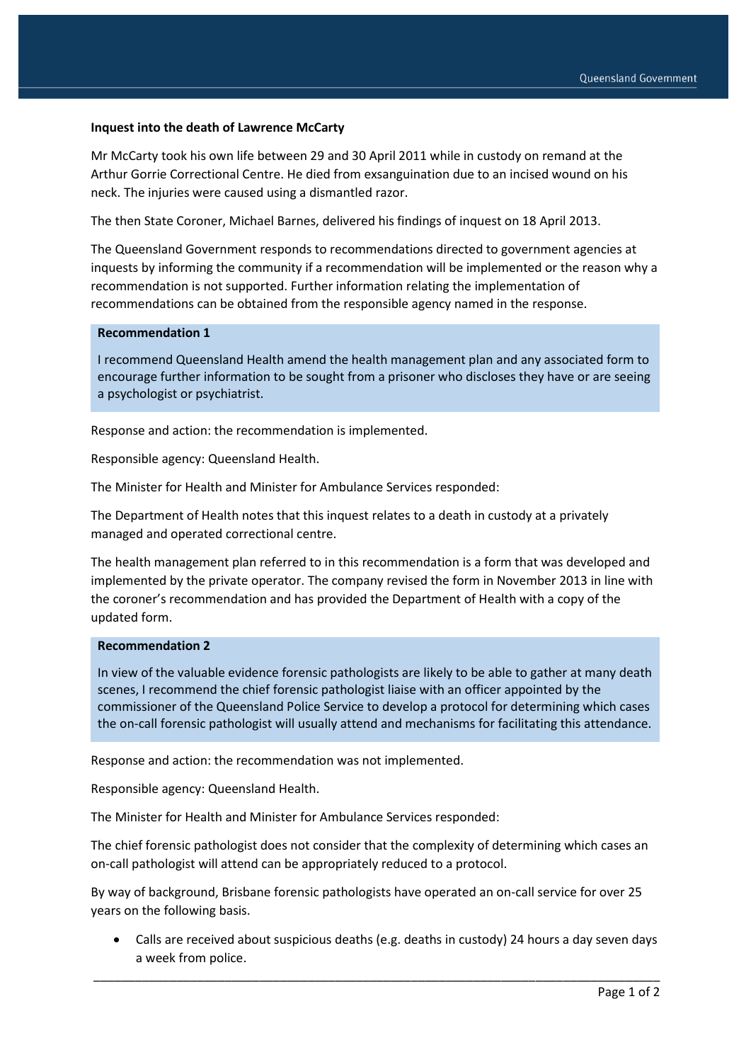**Inquest into the death of Lawrence McCarty**

Mr McCarty took his own life between 29 and 30 April 2011 while in custody on remand at the Arthur Gorrie Correctional Centre. He died from exsanguination due to an incised wound on his neck. The injuries were caused using a dismantled razor.

The then State Coroner, Michael Barnes, delivered his findings of inquest on 18 April 2013.

The Queensland Government responds to recommendations directed to government agencies at inquests by informing the community if a recommendation will be implemented or the reason why a recommendation is not supported. Further information relating the implementation of recommendations can be obtained from the responsible agency named in the response.

**Recommendation 1**

I recommend Queensland Health amend the health management plan and any associated form to encourage further information to be sought from a prisoner who discloses they have or are seeing a psychologist or psychiatrist.

Response and action: the recommendation is implemented.

Responsible agency: Queensland Health.

The Minister for Health and Minister for Ambulance Services responded:

The Department of Health notes that this inquest relates to a death in custody at a privately managed and operated correctional centre.

The health management plan referred to in this recommendation is a form that was developed and implemented by the private operator. The company revised the form in November 2013 in line with the coroner's recommendation and has provided the Department of Health with a copy of the updated form.

**Recommendation 2**

In view of the valuable evidence forensic pathologists are likely to be able to gather at many death scenes, I recommend the chief forensic pathologist liaise with an officer appointed by the commissioner of the Queensland Police Service to develop a protocol for determining which cases the on-call forensic pathologist will usually attend and mechanisms for facilitating this attendance.

Response and action: the recommendation was not implemented.

Responsible agency: Queensland Health.

The Minister for Health and Minister for Ambulance Services responded:

The chief forensic pathologist does not consider that the complexity of determining which cases an on-call pathologist will attend can be appropriately reduced to a protocol.

By way of background, Brisbane forensic pathologists have operated an on-call service for over 25 years on the following basis.

- Calls are received about suspicious deaths (e.g. deaths in custody) 24 hours a day seven days a week from police.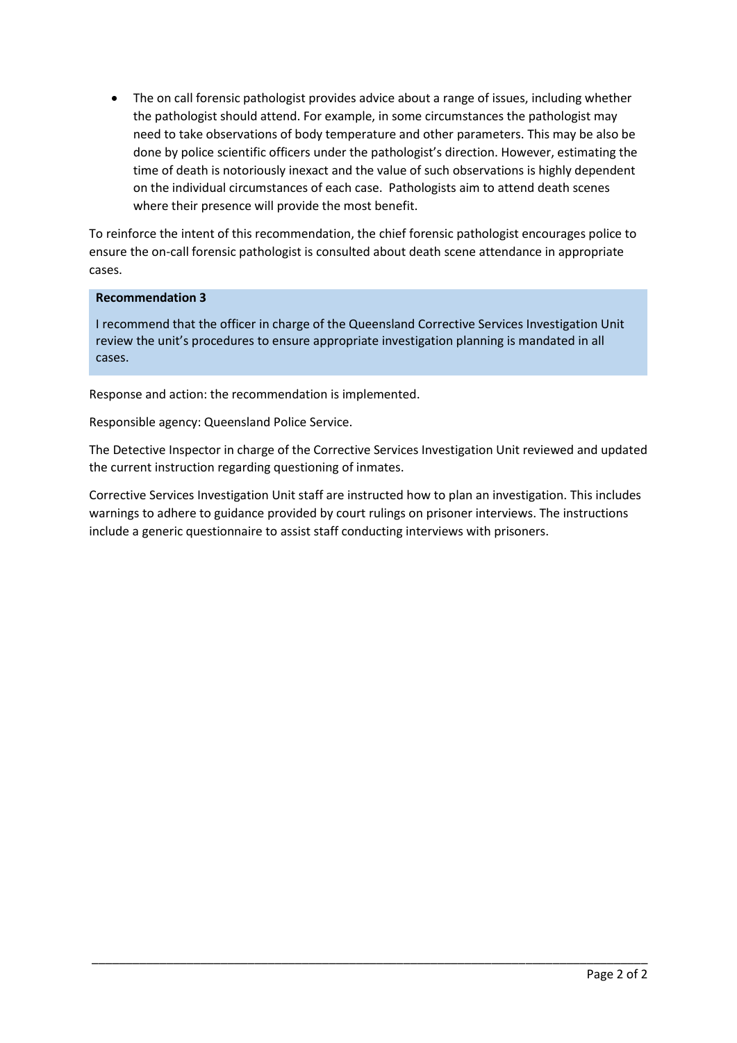- The on call forensic pathologist provides advice about a range of issues, including whether the pathologist should attend. For example, in some circumstances the pathologist may need to take observations of body temperature and other parameters. This may be also be done by police scientific officers under the pathologist's direction. However, estimating the time of death is notoriously inexact and the value of such observations is highly dependent on the individual circumstances of each case. Pathologists aim to attend death scenes where their presence will provide the most benefit.

To reinforce the intent of this recommendation, the chief forensic pathologist encourages police to ensure the on-call forensic pathologist is consulted about death scene attendance in appropriate cases.

**Recommendation 3**

I recommend that the officer in charge of the Queensland Corrective Services Investigation Unit review the unit's procedures to ensure appropriate investigation planning is mandated in all cases.

Response and action: the recommendation is implemented.

Responsible agency: Queensland Police Service.

The Detective Inspector in charge of the Corrective Services Investigation Unit reviewed and updated the current instruction regarding questioning of inmates.

Corrective Services Investigation Unit staff are instructed how to plan an investigation. This includes warnings to adhere to guidance provided by court rulings on prisoner interviews. The instructions include a generic questionnaire to assist staff conducting interviews with prisoners.